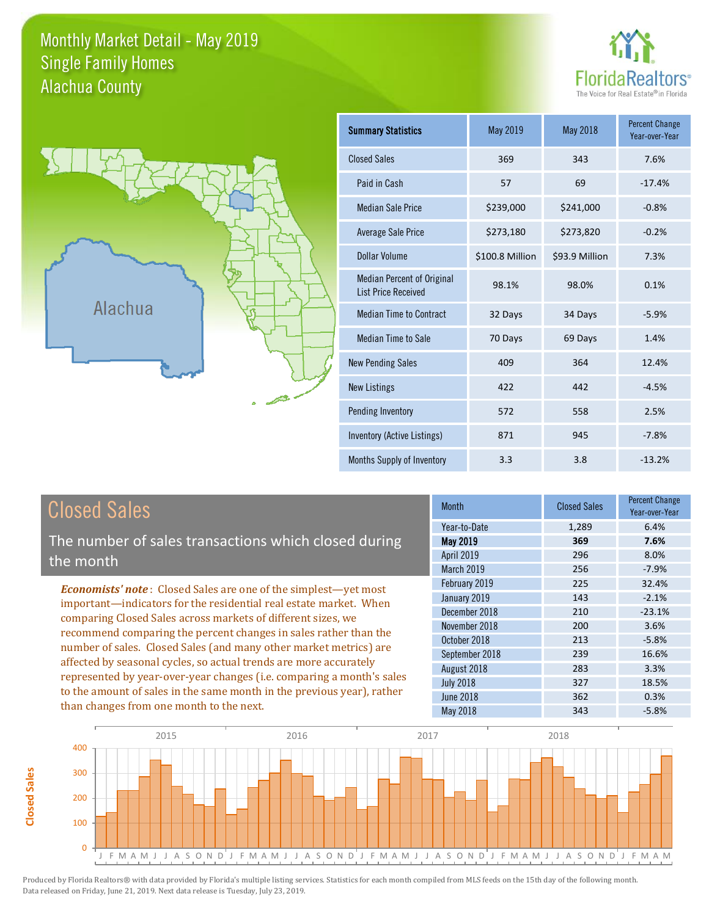# Monthly Market Detail - May 2019
## Single Family Homes
## Alachua County

FloridaRealtors® The Voice for Real Estate® in Florida

Alachua

| Summary Statistics | May 2019 | May 2018 | Percent Change Year-over-Year |
|---|---|---|---|
| Closed Sales | 369 | 343 | 7.6% |
| Paid in Cash | 57 | 69 | -17.4% |
| Median Sale Price | $239,000 | $241,000 | -0.8% |
| Average Sale Price | $273,180 | $273,820 | -0.2% |
| Dollar Volume | $100.8 Million | $93.9 Million | 7.3% |
| Median Percent of Original List Price Received | 98.1% | 98.0% | 0.1% |
| Median Time to Contract | 32 Days | 34 Days | -5.9% |
| Median Time to Sale | 70 Days | 69 Days | 1.4% |
| New Pending Sales | 409 | 364 | 12.4% |
| New Listings | 422 | 442 | -4.5% |
| Pending Inventory | 572 | 558 | 2.5% |
| Inventory (Active Listings) | 871 | 945 | -7.8% |
| Months Supply of Inventory | 3.3 | 3.8 | -13.2% |

## Closed Sales

The number of sales transactions which closed during the month

***Economists' note***: Closed Sales are one of the simplest—yet most important—indicators for the residential real estate market. When comparing Closed Sales across markets of different sizes, we recommend comparing the percent changes in sales rather than the number of sales. Closed Sales (and many other market metrics) are affected by seasonal cycles, so actual trends are more accurately represented by year-over-year changes (i.e. comparing a month's sales to the amount of sales in the same month in the previous year), rather than changes from one month to the next.

| Month | Closed Sales | Percent Change Year-over-Year |
|---|---|---|
| Year-to-Date | 1,289 | 6.4% |
| **May 2019** | **369** | **7.6%** |
| April 2019 | 296 | 8.0% |
| March 2019 | 256 | -7.9% |
| February 2019 | 225 | 32.4% |
| January 2019 | 143 | -2.1% |
| December 2018 | 210 | -23.1% |
| November 2018 | 200 | 3.6% |
| October 2018 | 213 | -5.8% |
| September 2018 | 239 | 16.6% |
| August 2018 | 283 | 3.3% |
| July 2018 | 327 | 18.5% |
| June 2018 | 362 | 0.3% |
| May 2018 | 343 | -5.8% |

Produced by Florida Realtors® with data provided by Florida's multiple listing services. Statistics for each month compiled from MLS feeds on the 15th day of the following month. Data released on Friday, June 21, 2019. Next data release is Tuesday, July 23, 2019.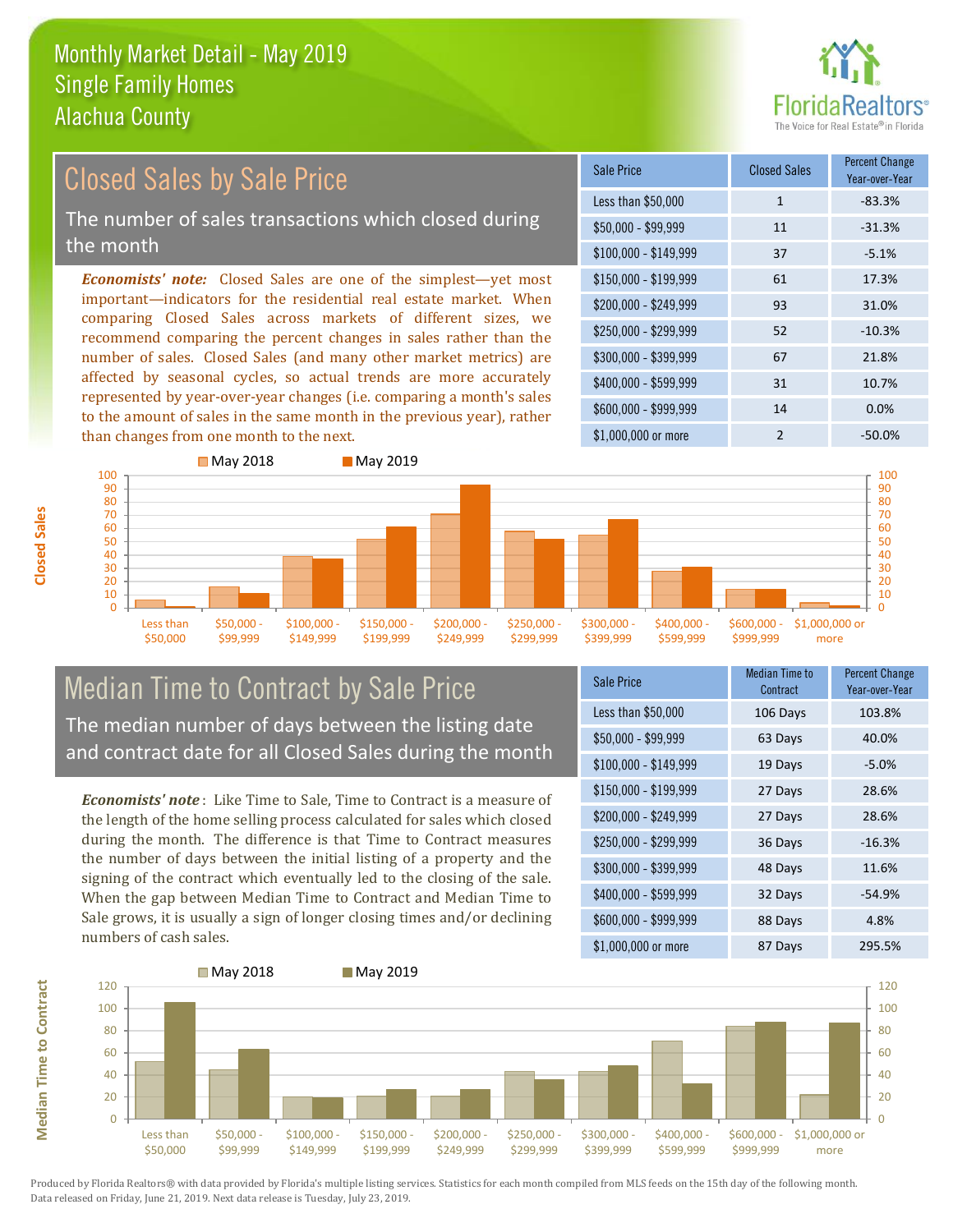# Monthly Market Detail - May 2019
## Single Family Homes
## Alachua County

## Closed Sales by Sale Price

The number of sales transactions which closed during the month

***Economists' note:*** Closed Sales are one of the simplest—yet most important—indicators for the residential real estate market. When comparing Closed Sales across markets of different sizes, we recommend comparing the percent changes in sales rather than the number of sales. Closed Sales (and many other market metrics) are affected by seasonal cycles, so actual trends are more accurately represented by year-over-year changes (i.e. comparing a month's sales to the amount of sales in the same month in the previous year), rather than changes from one month to the next.

| Sale Price | Closed Sales | Percent Change Year-over-Year |
|---|---|---|
| Less than $50,000 | 1 | -83.3% |
| $50,000 - $99,999 | 11 | -31.3% |
| $100,000 - $149,999 | 37 | -5.1% |
| $150,000 - $199,999 | 61 | 17.3% |
| $200,000 - $249,999 | 93 | 31.0% |
| $250,000 - $299,999 | 52 | -10.3% |
| $300,000 - $399,999 | 67 | 21.8% |
| $400,000 - $599,999 | 31 | 10.7% |
| $600,000 - $999,999 | 14 | 0.0% |
| $1,000,000 or more | 2 | -50.0% |

## Median Time to Contract by Sale Price

The median number of days between the listing date and contract date for all Closed Sales during the month

***Economists' note*****:** Like Time to Sale, Time to Contract is a measure of the length of the home selling process calculated for sales which closed during the month. The difference is that Time to Contract measures the number of days between the initial listing of a property and the signing of the contract which eventually led to the closing of the sale. When the gap between Median Time to Contract and Median Time to Sale grows, it is usually a sign of longer closing times and/or declining numbers of cash sales.

| Sale Price | Median Time to Contract | Percent Change Year-over-Year |
|---|---|---|
| Less than $50,000 | 106 Days | 103.8% |
| $50,000 - $99,999 | 63 Days | 40.0% |
| $100,000 - $149,999 | 19 Days | -5.0% |
| $150,000 - $199,999 | 27 Days | 28.6% |
| $200,000 - $249,999 | 27 Days | 28.6% |
| $250,000 - $299,999 | 36 Days | -16.3% |
| $300,000 - $399,999 | 48 Days | 11.6% |
| $400,000 - $599,999 | 32 Days | -54.9% |
| $600,000 - $999,999 | 88 Days | 4.8% |
| $1,000,000 or more | 87 Days | 295.5% |

Produced by Florida Realtors® with data provided by Florida's multiple listing services. Statistics for each month compiled from MLS feeds on the 15th day of the following month. Data released on Friday, June 21, 2019. Next data release is Tuesday, July 23, 2019.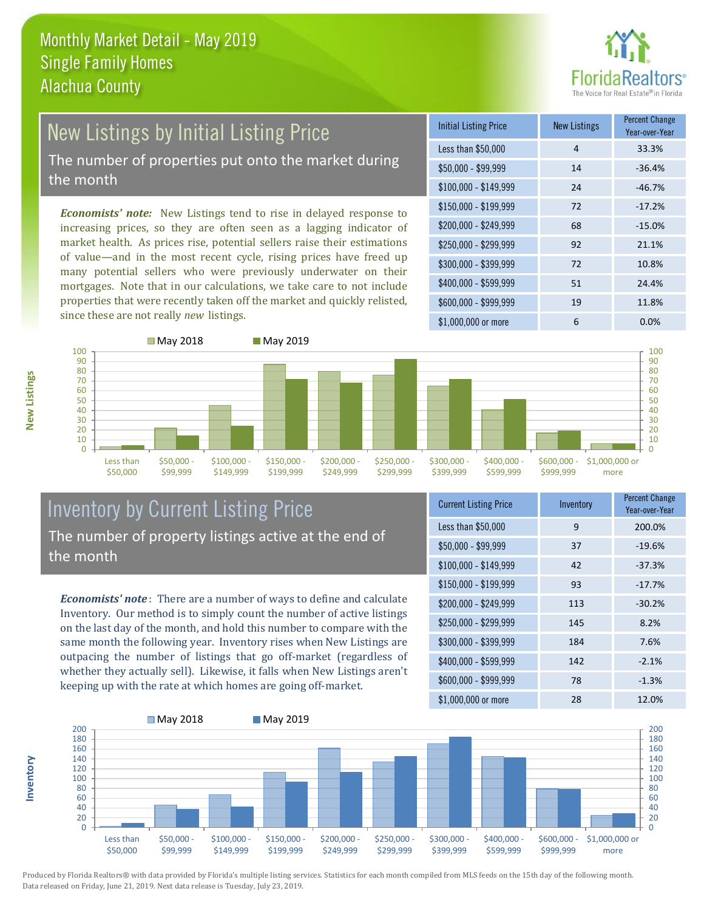# Monthly Market Detail - May 2019
## Single Family Homes
## Alachua County

## New Listings by Initial Listing Price

The number of properties put onto the market during the month

*Economists' note:* New Listings tend to rise in delayed response to increasing prices, so they are often seen as a lagging indicator of market health. As prices rise, potential sellers raise their estimations of value—and in the most recent cycle, rising prices have freed up many potential sellers who were previously underwater on their mortgages. Note that in our calculations, we take care to not include properties that were recently taken off the market and quickly relisted, since these are not really *new* listings.

| Initial Listing Price | New Listings | Percent Change Year-over-Year |
|---|---|---|
| Less than $50,000 | 4 | 33.3% |
| $50,000 - $99,999 | 14 | -36.4% |
| $100,000 - $149,999 | 24 | -46.7% |
| $150,000 - $199,999 | 72 | -17.2% |
| $200,000 - $249,999 | 68 | -15.0% |
| $250,000 - $299,999 | 92 | 21.1% |
| $300,000 - $399,999 | 72 | 10.8% |
| $400,000 - $599,999 | 51 | 24.4% |
| $600,000 - $999,999 | 19 | 11.8% |
| $1,000,000 or more | 6 | 0.0% |

## Inventory by Current Listing Price

The number of property listings active at the end of the month

*Economists' note*: There are a number of ways to define and calculate Inventory. Our method is to simply count the number of active listings on the last day of the month, and hold this number to compare with the same month the following year. Inventory rises when New Listings are outpacing the number of listings that go off-market (regardless of whether they actually sell). Likewise, it falls when New Listings aren't keeping up with the rate at which homes are going off-market.

| Current Listing Price | Inventory | Percent Change Year-over-Year |
|---|---|---|
| Less than $50,000 | 9 | 200.0% |
| $50,000 - $99,999 | 37 | -19.6% |
| $100,000 - $149,999 | 42 | -37.3% |
| $150,000 - $199,999 | 93 | -17.7% |
| $200,000 - $249,999 | 113 | -30.2% |
| $250,000 - $299,999 | 145 | 8.2% |
| $300,000 - $399,999 | 184 | 7.6% |
| $400,000 - $599,999 | 142 | -2.1% |
| $600,000 - $999,999 | 78 | -1.3% |
| $1,000,000 or more | 28 | 12.0% |

Produced by Florida Realtors® with data provided by Florida's multiple listing services. Statistics for each month compiled from MLS feeds on the 15th day of the following month. Data released on Friday, June 21, 2019. Next data release is Tuesday, July 23, 2019.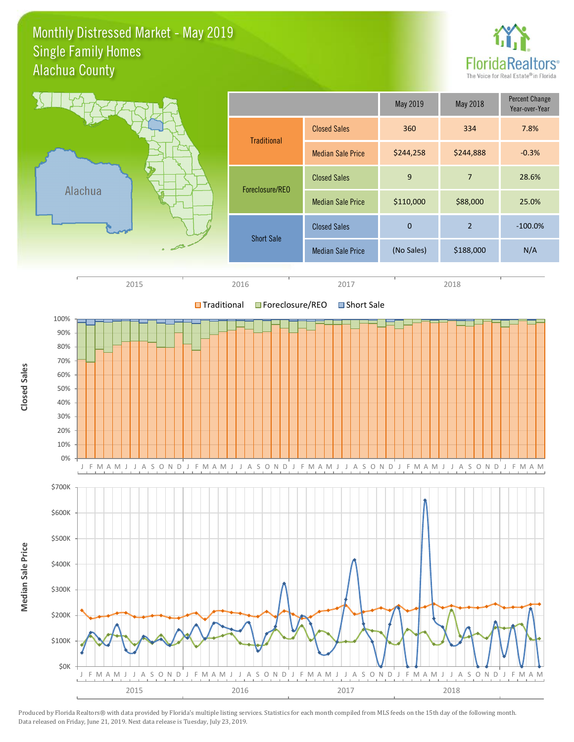# Monthly Distressed Market - May 2019
## Single Family Homes
## Alachua County

| | | May 2019 | May 2018 | Percent Change Year-over-Year |
|---|---|---|---|---|
| Traditional | Closed Sales | 360 | 334 | 7.8% |
| | Median Sale Price | $244,258 | $244,888 | -0.3% |
| Foreclosure/REO | Closed Sales | 9 | 7 | 28.6% |
| | Median Sale Price | $110,000 | $88,000 | 25.0% |
| Short Sale | Closed Sales | 0 | 2 | -100.0% |
| | Median Sale Price | (No Sales) | $188,000 | N/A |

Produced by Florida Realtors® with data provided by Florida's multiple listing services. Statistics for each month compiled from MLS feeds on the 15th day of the following month. Data released on Friday, June 21, 2019. Next data release is Tuesday, July 23, 2019.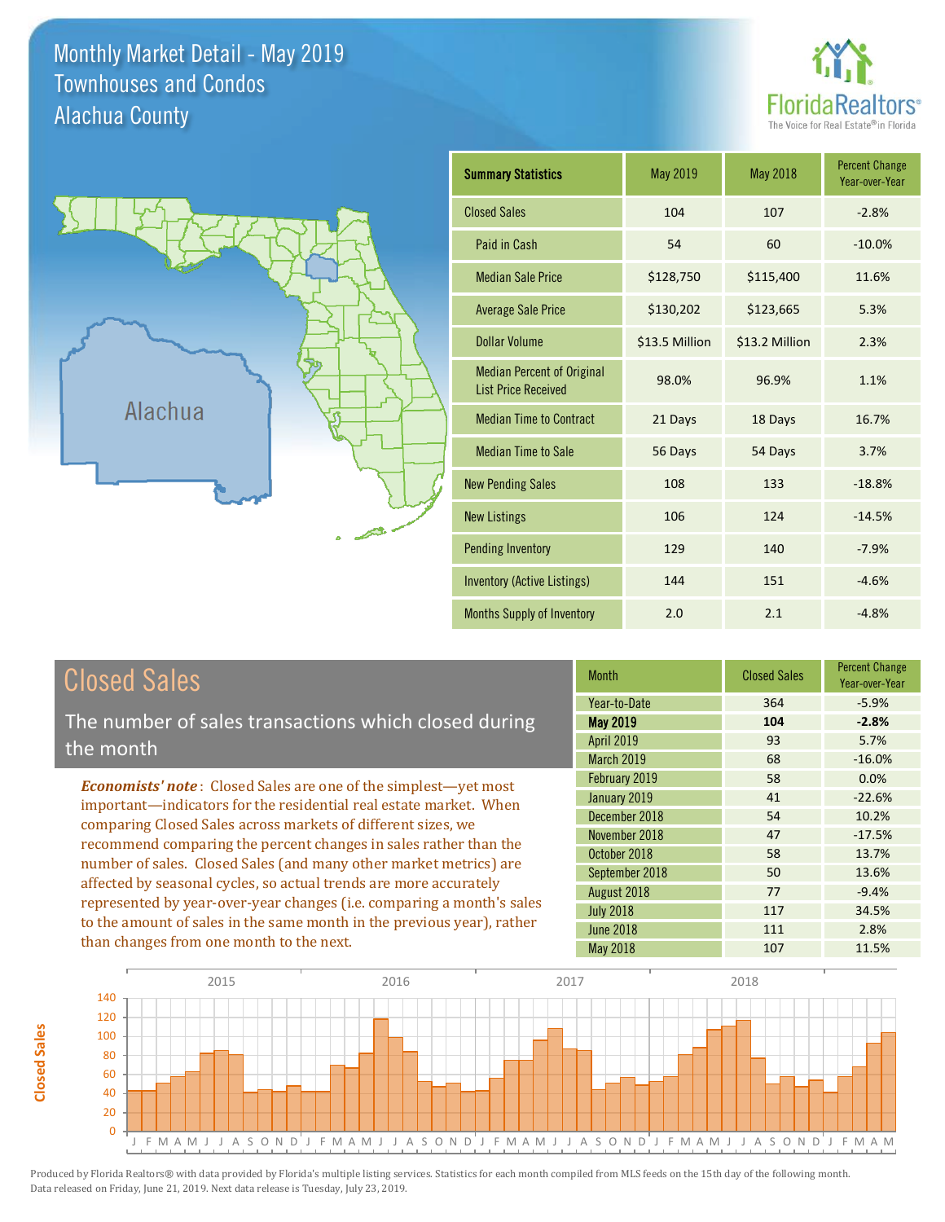# Monthly Market Detail - May 2019
## Townhouses and Condos
## Alachua County

| Summary Statistics | May 2019 | May 2018 | Percent Change Year-over-Year |
|---|---|---|---|
| Closed Sales | 104 | 107 | -2.8% |
| Paid in Cash | 54 | 60 | -10.0% |
| Median Sale Price | $128,750 | $115,400 | 11.6% |
| Average Sale Price | $130,202 | $123,665 | 5.3% |
| Dollar Volume | $13.5 Million | $13.2 Million | 2.3% |
| Median Percent of Original List Price Received | 98.0% | 96.9% | 1.1% |
| Median Time to Contract | 21 Days | 18 Days | 16.7% |
| Median Time to Sale | 56 Days | 54 Days | 3.7% |
| New Pending Sales | 108 | 133 | -18.8% |
| New Listings | 106 | 124 | -14.5% |
| Pending Inventory | 129 | 140 | -7.9% |
| Inventory (Active Listings) | 144 | 151 | -4.6% |
| Months Supply of Inventory | 2.0 | 2.1 | -4.8% |

## Closed Sales

The number of sales transactions which closed during the month

*Economists' note*: Closed Sales are one of the simplest—yet most important—indicators for the residential real estate market. When comparing Closed Sales across markets of different sizes, we recommend comparing the percent changes in sales rather than the number of sales. Closed Sales (and many other market metrics) are affected by seasonal cycles, so actual trends are more accurately represented by year-over-year changes (i.e. comparing a month's sales to the amount of sales in the same month in the previous year), rather than changes from one month to the next.

| Month | Closed Sales | Percent Change Year-over-Year |
|---|---|---|
| Year-to-Date | 364 | -5.9% |
| **May 2019** | **104** | **-2.8%** |
| April 2019 | 93 | 5.7% |
| March 2019 | 68 | -16.0% |
| February 2019 | 58 | 0.0% |
| January 2019 | 41 | -22.6% |
| December 2018 | 54 | 10.2% |
| November 2018 | 47 | -17.5% |
| October 2018 | 58 | 13.7% |
| September 2018 | 50 | 13.6% |
| August 2018 | 77 | -9.4% |
| July 2018 | 117 | 34.5% |
| June 2018 | 111 | 2.8% |
| May 2018 | 107 | 11.5% |

Produced by Florida Realtors® with data provided by Florida's multiple listing services. Statistics for each month compiled from MLS feeds on the 15th day of the following month. Data released on Friday, June 21, 2019. Next data release is Tuesday, July 23, 2019.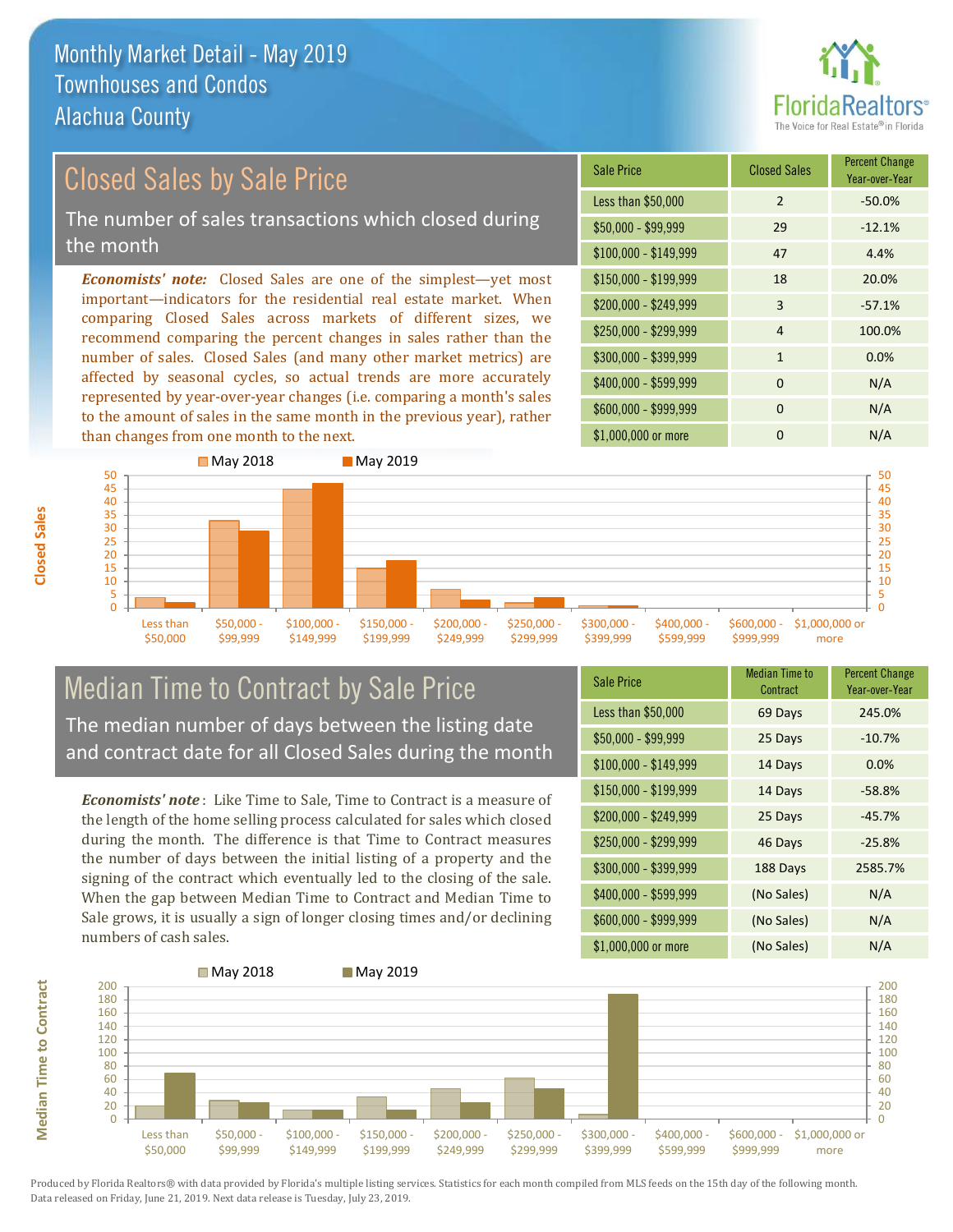# Monthly Market Detail - May 2019
## Townhouses and Condos
## Alachua County

## Closed Sales by Sale Price

The number of sales transactions which closed during the month

***Economists' note:*** Closed Sales are one of the simplest—yet most important—indicators for the residential real estate market. When comparing Closed Sales across markets of different sizes, we recommend comparing the percent changes in sales rather than the number of sales. Closed Sales (and many other market metrics) are affected by seasonal cycles, so actual trends are more accurately represented by year-over-year changes (i.e. comparing a month's sales to the amount of sales in the same month in the previous year), rather than changes from one month to the next.

| Sale Price | Closed Sales | Percent Change Year-over-Year |
|---|---|---|
| Less than $50,000 | 2 | -50.0% |
| $50,000 - $99,999 | 29 | -12.1% |
| $100,000 - $149,999 | 47 | 4.4% |
| $150,000 - $199,999 | 18 | 20.0% |
| $200,000 - $249,999 | 3 | -57.1% |
| $250,000 - $299,999 | 4 | 100.0% |
| $300,000 - $399,999 | 1 | 0.0% |
| $400,000 - $599,999 | 0 | N/A |
| $600,000 - $999,999 | 0 | N/A |
| $1,000,000 or more | 0 | N/A |

## Median Time to Contract by Sale Price

The median number of days between the listing date and contract date for all Closed Sales during the month

***Economists' note*:** Like Time to Sale, Time to Contract is a measure of the length of the home selling process calculated for sales which closed during the month. The difference is that Time to Contract measures the number of days between the initial listing of a property and the signing of the contract which eventually led to the closing of the sale. When the gap between Median Time to Contract and Median Time to Sale grows, it is usually a sign of longer closing times and/or declining numbers of cash sales.

| Sale Price | Median Time to Contract | Percent Change Year-over-Year |
|---|---|---|
| Less than $50,000 | 69 Days | 245.0% |
| $50,000 - $99,999 | 25 Days | -10.7% |
| $100,000 - $149,999 | 14 Days | 0.0% |
| $150,000 - $199,999 | 14 Days | -58.8% |
| $200,000 - $249,999 | 25 Days | -45.7% |
| $250,000 - $299,999 | 46 Days | -25.8% |
| $300,000 - $399,999 | 188 Days | 2585.7% |
| $400,000 - $599,999 | (No Sales) | N/A |
| $600,000 - $999,999 | (No Sales) | N/A |
| $1,000,000 or more | (No Sales) | N/A |

Produced by Florida Realtors® with data provided by Florida's multiple listing services. Statistics for each month compiled from MLS feeds on the 15th day of the following month. Data released on Friday, June 21, 2019. Next data release is Tuesday, July 23, 2019.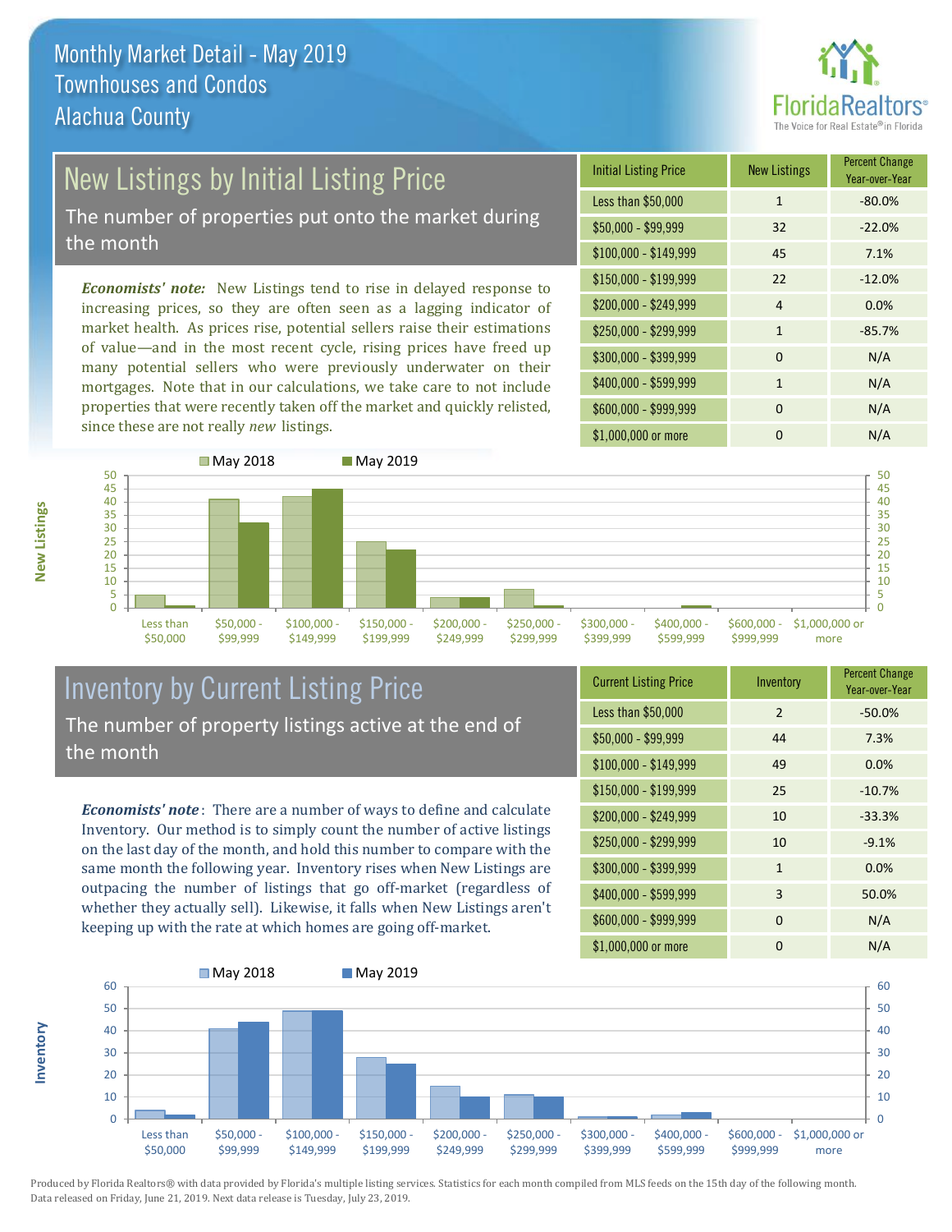# Monthly Market Detail - May 2019
## Townhouses and Condos
## Alachua County

## New Listings by Initial Listing Price

The number of properties put onto the market during the month

***Economists' note:*** New Listings tend to rise in delayed response to increasing prices, so they are often seen as a lagging indicator of market health. As prices rise, potential sellers raise their estimations of value—and in the most recent cycle, rising prices have freed up many potential sellers who were previously underwater on their mortgages. Note that in our calculations, we take care to not include properties that were recently taken off the market and quickly relisted, since these are not really *new* listings.

| Initial Listing Price | New Listings | Percent Change Year-over-Year |
|---|---|---|
| Less than $50,000 | 1 | -80.0% |
| $50,000 - $99,999 | 32 | -22.0% |
| $100,000 - $149,999 | 45 | 7.1% |
| $150,000 - $199,999 | 22 | -12.0% |
| $200,000 - $249,999 | 4 | 0.0% |
| $250,000 - $299,999 | 1 | -85.7% |
| $300,000 - $399,999 | 0 | N/A |
| $400,000 - $599,999 | 1 | N/A |
| $600,000 - $999,999 | 0 | N/A |
| $1,000,000 or more | 0 | N/A |

## Inventory by Current Listing Price

The number of property listings active at the end of the month

***Economists' note*:** There are a number of ways to define and calculate Inventory. Our method is to simply count the number of active listings on the last day of the month, and hold this number to compare with the same month the following year. Inventory rises when New Listings are outpacing the number of listings that go off-market (regardless of whether they actually sell). Likewise, it falls when New Listings aren't keeping up with the rate at which homes are going off-market.

| Current Listing Price | Inventory | Percent Change Year-over-Year |
|---|---|---|
| Less than $50,000 | 2 | -50.0% |
| $50,000 - $99,999 | 44 | 7.3% |
| $100,000 - $149,999 | 49 | 0.0% |
| $150,000 - $199,999 | 25 | -10.7% |
| $200,000 - $249,999 | 10 | -33.3% |
| $250,000 - $299,999 | 10 | -9.1% |
| $300,000 - $399,999 | 1 | 0.0% |
| $400,000 - $599,999 | 3 | 50.0% |
| $600,000 - $999,999 | 0 | N/A |
| $1,000,000 or more | 0 | N/A |

Produced by Florida Realtors® with data provided by Florida's multiple listing services. Statistics for each month compiled from MLS feeds on the 15th day of the following month. Data released on Friday, June 21, 2019. Next data release is Tuesday, July 23, 2019.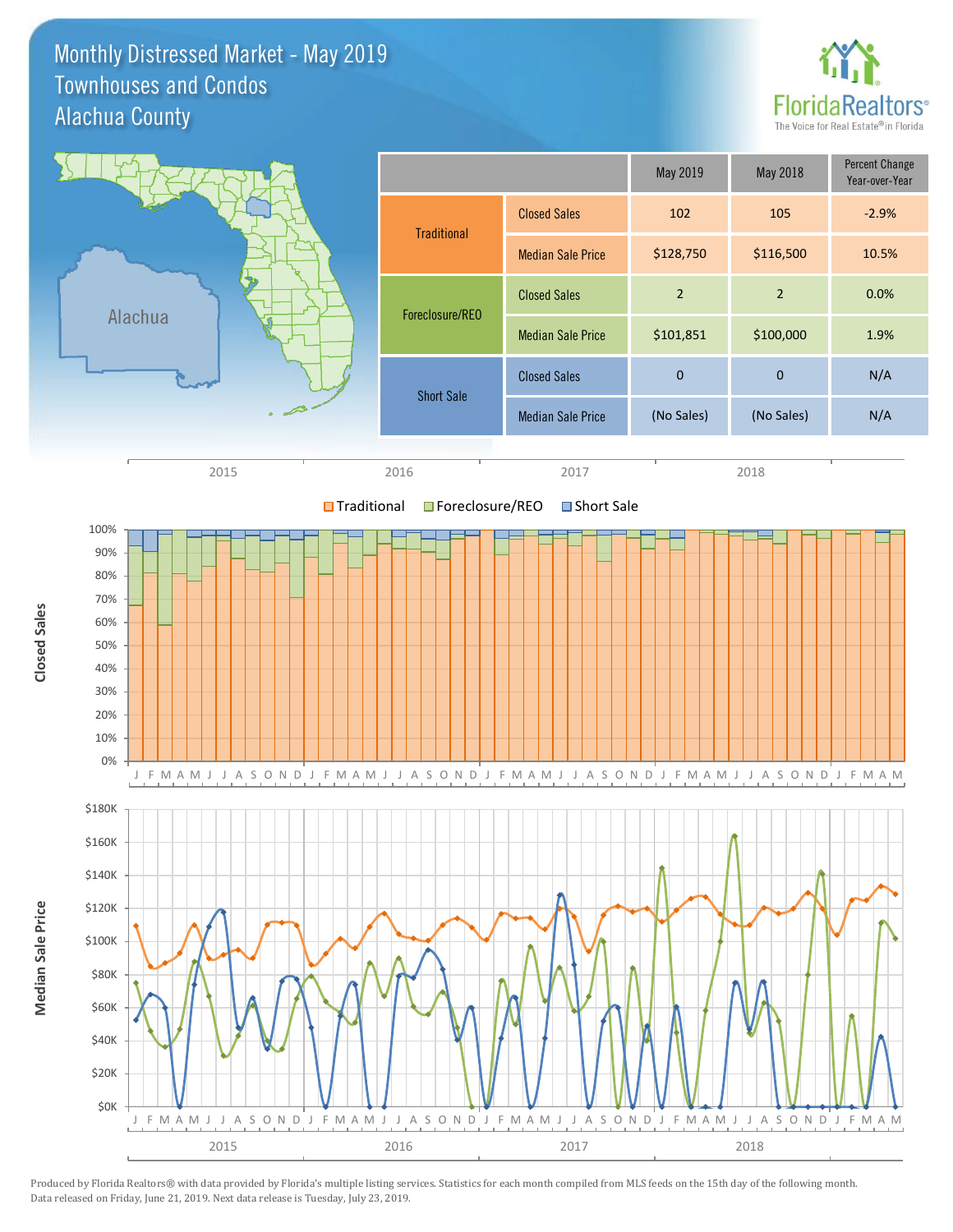# Monthly Distressed Market - May 2019
## Townhouses and Condos
## Alachua County

FloridaRealtors® The Voice for Real Estate® in Florida

| | | May 2019 | May 2018 | Percent Change Year-over-Year |
|---|---|---|---|---|
| Traditional | Closed Sales | 102 | 105 | -2.9% |
| | Median Sale Price | $128,750 | $116,500 | 10.5% |
| Foreclosure/REO | Closed Sales | 2 | 2 | 0.0% |
| | Median Sale Price | $101,851 | $100,000 | 1.9% |
| Short Sale | Closed Sales | 0 | 0 | N/A |
| | Median Sale Price | (No Sales) | (No Sales) | N/A |

Produced by Florida Realtors® with data provided by Florida's multiple listing services. Statistics for each month compiled from MLS feeds on the 15th day of the following month. Data released on Friday, June 21, 2019. Next data release is Tuesday, July 23, 2019.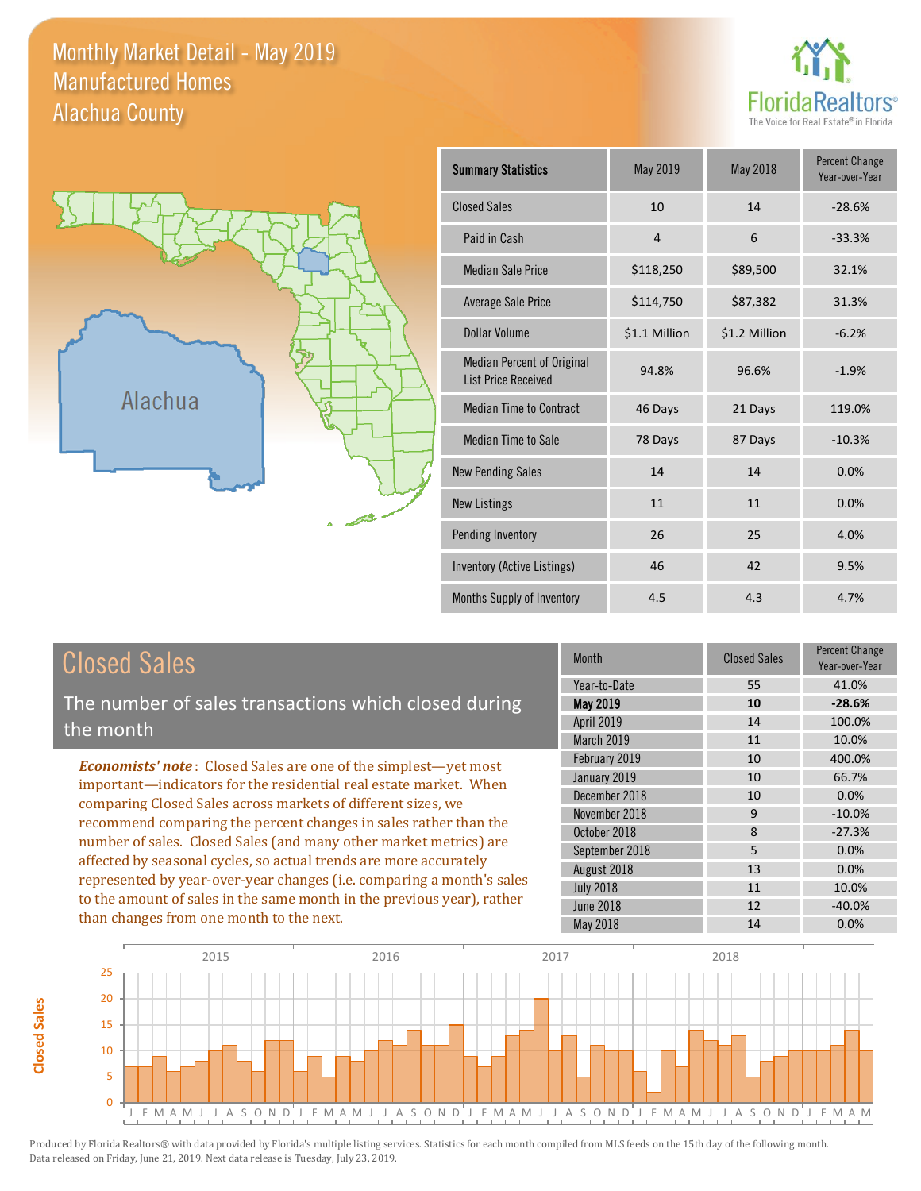# Monthly Market Detail - May 2019
## Manufactured Homes
## Alachua County

Alachua

| Summary Statistics | May 2019 | May 2018 | Percent Change Year-over-Year |
|---|---|---|---|
| Closed Sales | 10 | 14 | -28.6% |
| Paid in Cash | 4 | 6 | -33.3% |
| Median Sale Price | $118,250 | $89,500 | 32.1% |
| Average Sale Price | $114,750 | $87,382 | 31.3% |
| Dollar Volume | $1.1 Million | $1.2 Million | -6.2% |
| Median Percent of Original List Price Received | 94.8% | 96.6% | -1.9% |
| Median Time to Contract | 46 Days | 21 Days | 119.0% |
| Median Time to Sale | 78 Days | 87 Days | -10.3% |
| New Pending Sales | 14 | 14 | 0.0% |
| New Listings | 11 | 11 | 0.0% |
| Pending Inventory | 26 | 25 | 4.0% |
| Inventory (Active Listings) | 46 | 42 | 9.5% |
| Months Supply of Inventory | 4.5 | 4.3 | 4.7% |

## Closed Sales

The number of sales transactions which closed during the month

***Economists' note***: Closed Sales are one of the simplest—yet most important—indicators for the residential real estate market. When comparing Closed Sales across markets of different sizes, we recommend comparing the percent changes in sales rather than the number of sales. Closed Sales (and many other market metrics) are affected by seasonal cycles, so actual trends are more accurately represented by year-over-year changes (i.e. comparing a month's sales to the amount of sales in the same month in the previous year), rather than changes from one month to the next.

| Month | Closed Sales | Percent Change Year-over-Year |
|---|---|---|
| Year-to-Date | 55 | 41.0% |
| **May 2019** | **10** | **-28.6%** |
| April 2019 | 14 | 100.0% |
| March 2019 | 11 | 10.0% |
| February 2019 | 10 | 400.0% |
| January 2019 | 10 | 66.7% |
| December 2018 | 10 | 0.0% |
| November 2018 | 9 | -10.0% |
| October 2018 | 8 | -27.3% |
| September 2018 | 5 | 0.0% |
| August 2018 | 13 | 0.0% |
| July 2018 | 11 | 10.0% |
| June 2018 | 12 | -40.0% |
| May 2018 | 14 | 0.0% |

Produced by Florida Realtors® with data provided by Florida's multiple listing services. Statistics for each month compiled from MLS feeds on the 15th day of the following month. Data released on Friday, June 21, 2019. Next data release is Tuesday, July 23, 2019.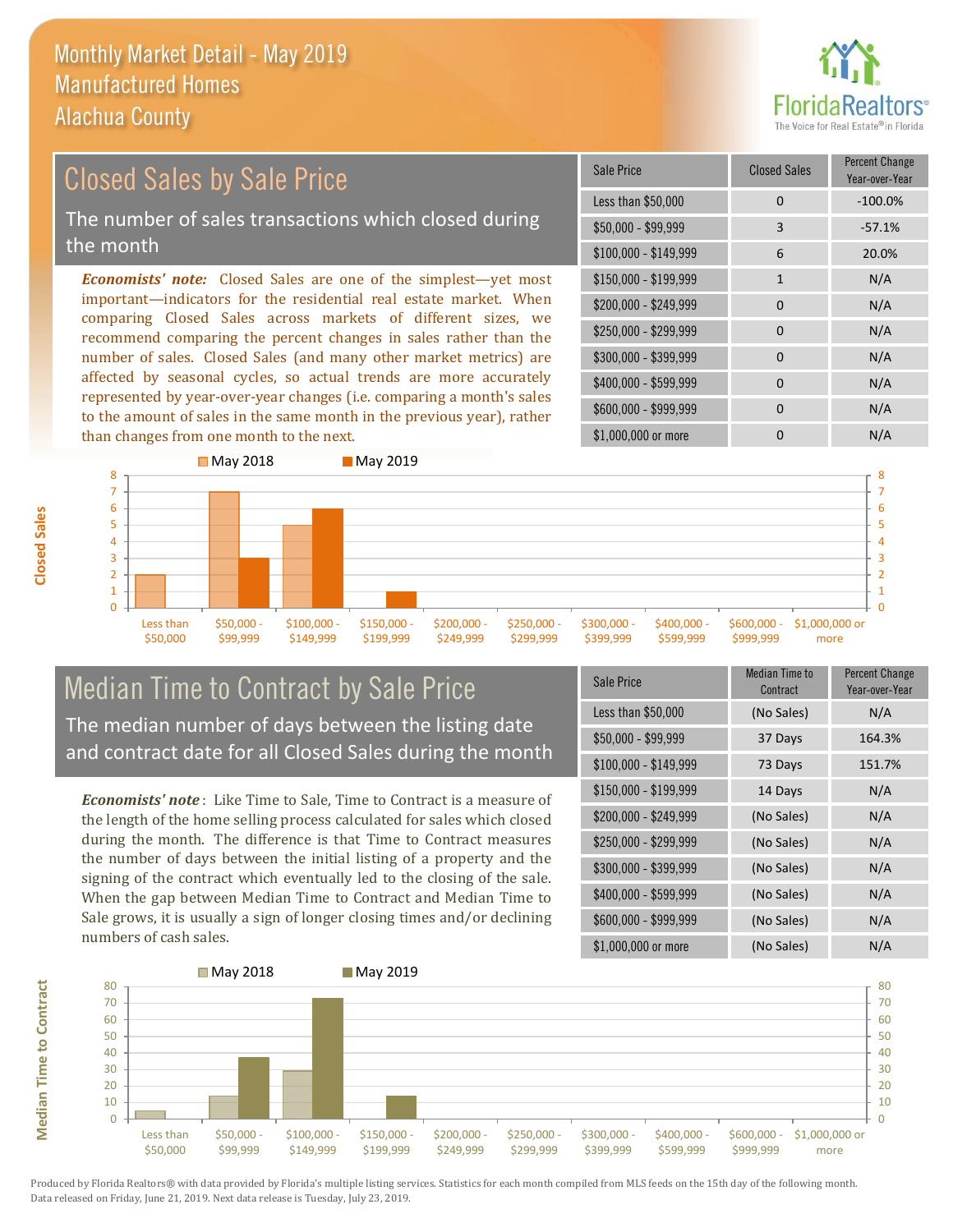# Monthly Market Detail - May 2019
## Manufactured Homes
## Alachua County

FloridaRealtors® The Voice for Real Estate® in Florida

## Closed Sales by Sale Price

The number of sales transactions which closed during the month

***Economists' note:*** Closed Sales are one of the simplest—yet most important—indicators for the residential real estate market. When comparing Closed Sales across markets of different sizes, we recommend comparing the percent changes in sales rather than the number of sales. Closed Sales (and many other market metrics) are affected by seasonal cycles, so actual trends are more accurately represented by year-over-year changes (i.e. comparing a month's sales to the amount of sales in the same month in the previous year), rather than changes from one month to the next.

| Sale Price | Closed Sales | Percent Change Year-over-Year |
|---|---|---|
| Less than $50,000 | 0 | -100.0% |
| $50,000 - $99,999 | 3 | -57.1% |
| $100,000 - $149,999 | 6 | 20.0% |
| $150,000 - $199,999 | 1 | N/A |
| $200,000 - $249,999 | 0 | N/A |
| $250,000 - $299,999 | 0 | N/A |
| $300,000 - $399,999 | 0 | N/A |
| $400,000 - $599,999 | 0 | N/A |
| $600,000 - $999,999 | 0 | N/A |
| $1,000,000 or more | 0 | N/A |

## Median Time to Contract by Sale Price

The median number of days between the listing date and contract date for all Closed Sales during the month

***Economists' note***: Like Time to Sale, Time to Contract is a measure of the length of the home selling process calculated for sales which closed during the month. The difference is that Time to Contract measures the number of days between the initial listing of a property and the signing of the contract which eventually led to the closing of the sale. When the gap between Median Time to Contract and Median Time to Sale grows, it is usually a sign of longer closing times and/or declining numbers of cash sales.

| Sale Price | Median Time to Contract | Percent Change Year-over-Year |
|---|---|---|
| Less than $50,000 | (No Sales) | N/A |
| $50,000 - $99,999 | 37 Days | 164.3% |
| $100,000 - $149,999 | 73 Days | 151.7% |
| $150,000 - $199,999 | 14 Days | N/A |
| $200,000 - $249,999 | (No Sales) | N/A |
| $250,000 - $299,999 | (No Sales) | N/A |
| $300,000 - $399,999 | (No Sales) | N/A |
| $400,000 - $599,999 | (No Sales) | N/A |
| $600,000 - $999,999 | (No Sales) | N/A |
| $1,000,000 or more | (No Sales) | N/A |

Produced by Florida Realtors® with data provided by Florida's multiple listing services. Statistics for each month compiled from MLS feeds on the 15th day of the following month. Data released on Friday, June 21, 2019. Next data release is Tuesday, July 23, 2019.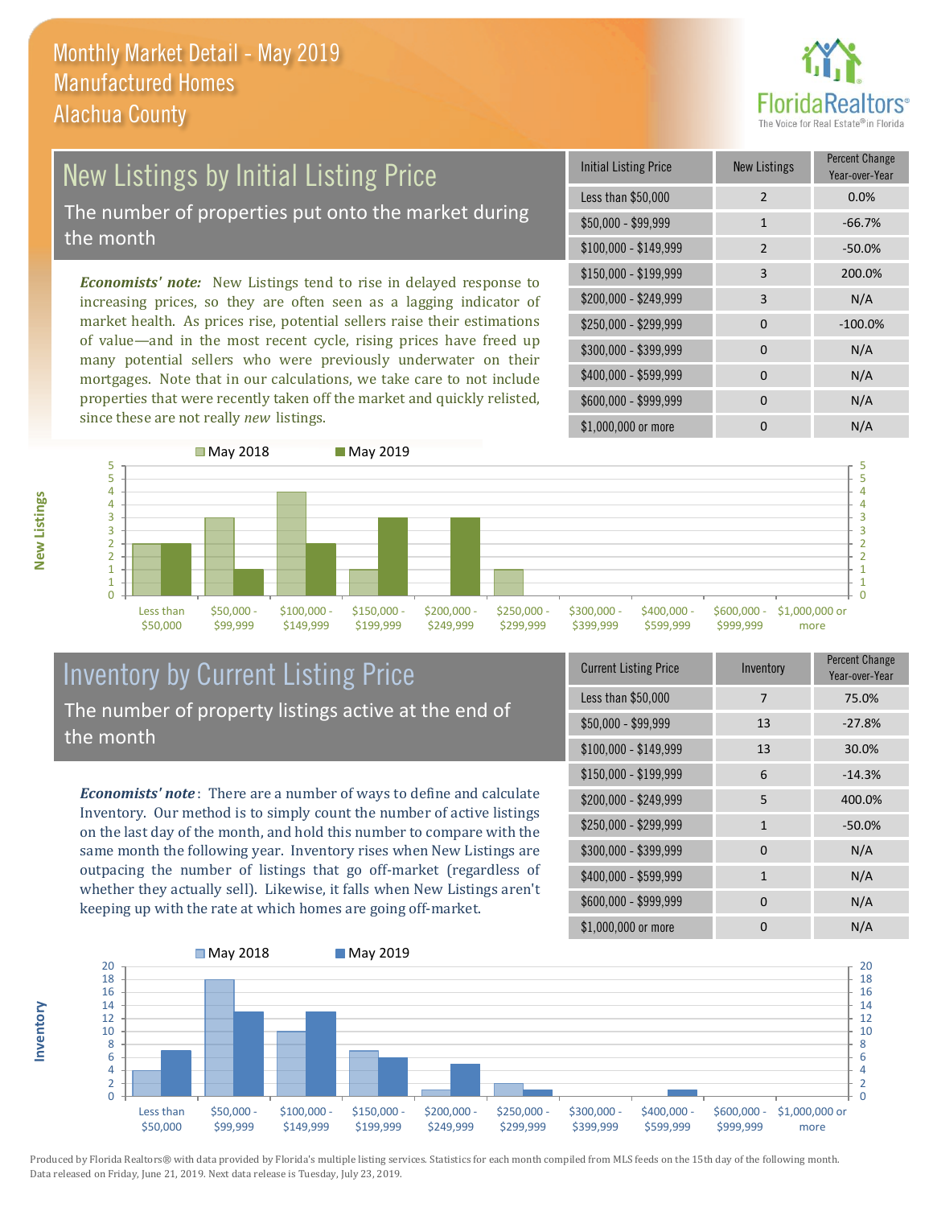# Monthly Market Detail - May 2019
## Manufactured Homes
## Alachua County

## New Listings by Initial Listing Price

The number of properties put onto the market during the month

*Economists' note:* New Listings tend to rise in delayed response to increasing prices, so they are often seen as a lagging indicator of market health. As prices rise, potential sellers raise their estimations of value—and in the most recent cycle, rising prices have freed up many potential sellers who were previously underwater on their mortgages. Note that in our calculations, we take care to not include properties that were recently taken off the market and quickly relisted, since these are not really *new* listings.

| Initial Listing Price | New Listings | Percent Change Year-over-Year |
|---|---|---|
| Less than $50,000 | 2 | 0.0% |
| $50,000 - $99,999 | 1 | -66.7% |
| $100,000 - $149,999 | 2 | -50.0% |
| $150,000 - $199,999 | 3 | 200.0% |
| $200,000 - $249,999 | 3 | N/A |
| $250,000 - $299,999 | 0 | -100.0% |
| $300,000 - $399,999 | 0 | N/A |
| $400,000 - $599,999 | 0 | N/A |
| $600,000 - $999,999 | 0 | N/A |
| $1,000,000 or more | 0 | N/A |

| New Listings | May 2018 | May 2019 |
|---|---|---|
| Less than $50,000 | 2 | 2 |
| $50,000 - $99,999 | 3 | 1 |
| $100,000 - $149,999 | 4 | 2 |
| $150,000 - $199,999 | 1 | 3 |
| $200,000 - $249,999 | 0 | 3 |
| $250,000 - $299,999 | 1 | 0 |
| $300,000 - $399,999 | 0 | 0 |
| $400,000 - $599,999 | 0 | 0 |
| $600,000 - $999,999 | 0 | 0 |
| $1,000,000 or more | 0 | 0 |

## Inventory by Current Listing Price

The number of property listings active at the end of the month

*Economists' note*: There are a number of ways to define and calculate Inventory. Our method is to simply count the number of active listings on the last day of the month, and hold this number to compare with the same month the following year. Inventory rises when New Listings are outpacing the number of listings that go off-market (regardless of whether they actually sell). Likewise, it falls when New Listings aren't keeping up with the rate at which homes are going off-market.

| Current Listing Price | Inventory | Percent Change Year-over-Year |
|---|---|---|
| Less than $50,000 | 7 | 75.0% |
| $50,000 - $99,999 | 13 | -27.8% |
| $100,000 - $149,999 | 13 | 30.0% |
| $150,000 - $199,999 | 6 | -14.3% |
| $200,000 - $249,999 | 5 | 400.0% |
| $250,000 - $299,999 | 1 | -50.0% |
| $300,000 - $399,999 | 0 | N/A |
| $400,000 - $599,999 | 1 | N/A |
| $600,000 - $999,999 | 0 | N/A |
| $1,000,000 or more | 0 | N/A |

| Inventory | May 2018 | May 2019 |
|---|---|---|
| Less than $50,000 | 4 | 7 |
| $50,000 - $99,999 | 18 | 13 |
| $100,000 - $149,999 | 10 | 13 |
| $150,000 - $199,999 | 7 | 6 |
| $200,000 - $249,999 | 1 | 5 |
| $250,000 - $299,999 | 2 | 1 |
| $300,000 - $399,999 | 0 | 0 |
| $400,000 - $599,999 | 0 | 1 |
| $600,000 - $999,999 | 0 | 0 |
| $1,000,000 or more | 0 | 0 |

Produced by Florida Realtors® with data provided by Florida's multiple listing services. Statistics for each month compiled from MLS feeds on the 15th day of the following month. Data released on Friday, June 21, 2019. Next data release is Tuesday, July 23, 2019.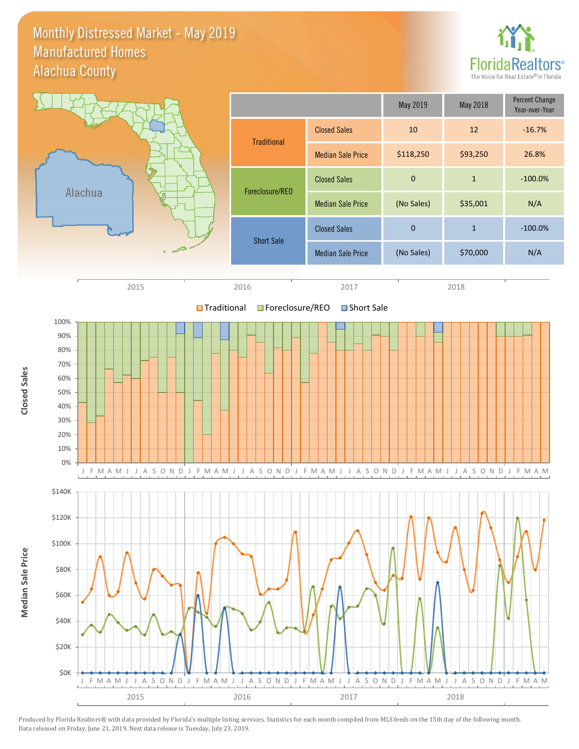# Monthly Distressed Market - May 2019
## Manufactured Homes
## Alachua County

FloridaRealtors®
The Voice for Real Estate® in Florida

Alachua

| | | May 2019 | May 2018 | Percent Change Year-over-Year |
|---|---|---|---|---|
| Traditional | Closed Sales | 10 | 12 | -16.7% |
| | Median Sale Price | $118,250 | $93,250 | 26.8% |
| Foreclosure/REO | Closed Sales | 0 | 1 | -100.0% |
| | Median Sale Price | (No Sales) | $35,001 | N/A |
| Short Sale | Closed Sales | 0 | 1 | -100.0% |
| | Median Sale Price | (No Sales) | $70,000 | N/A |

2015 2016 2017 2018

Traditional Foreclosure/REO Short Sale

Closed Sales

100% 90% 80% 70% 60% 50% 40% 30% 20% 10% 0%

J F M A M J J A S O N D J F M A M J J A S O N D J F M A M J J A S O N D J F M A M J J A S O N D J F M A M

Median Sale Price

$140K $120K $100K $80K $60K $40K $20K $0K

J F M A M J J A S O N D J F M A M J J A S O N D J F M A M J J A S O N D J F M A M J J A S O N D J F M A M

2015 2016 2017 2018

Produced by Florida Realtors® with data provided by Florida's multiple listing services. Statistics for each month compiled from MLS feeds on the 15th day of the following month. Data released on Friday, June 21, 2019. Next data release is Tuesday, July 23, 2019.